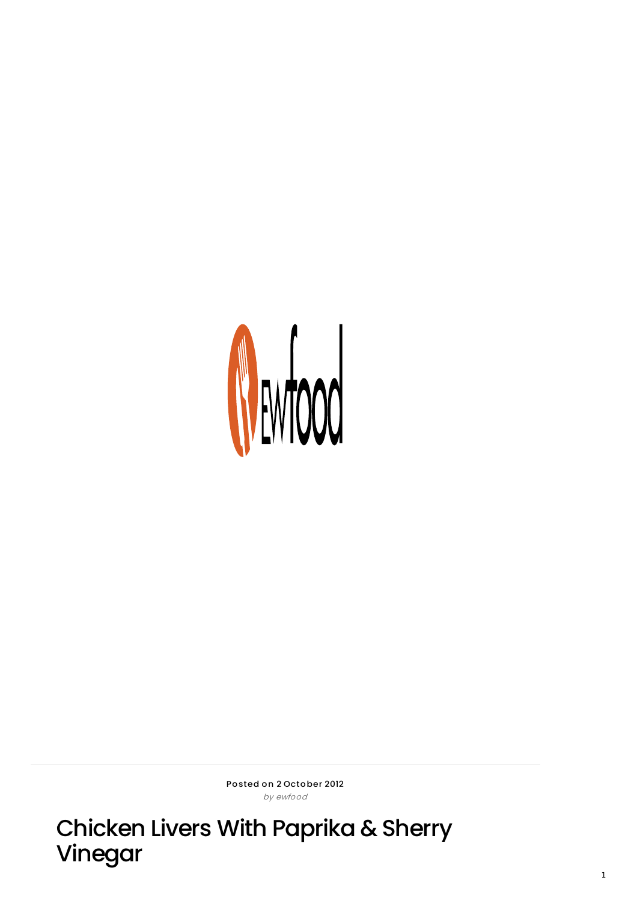Posted on 2 October 2012

*by ewfood*

# Chicken Livers With Paprika & Sherry Vinegar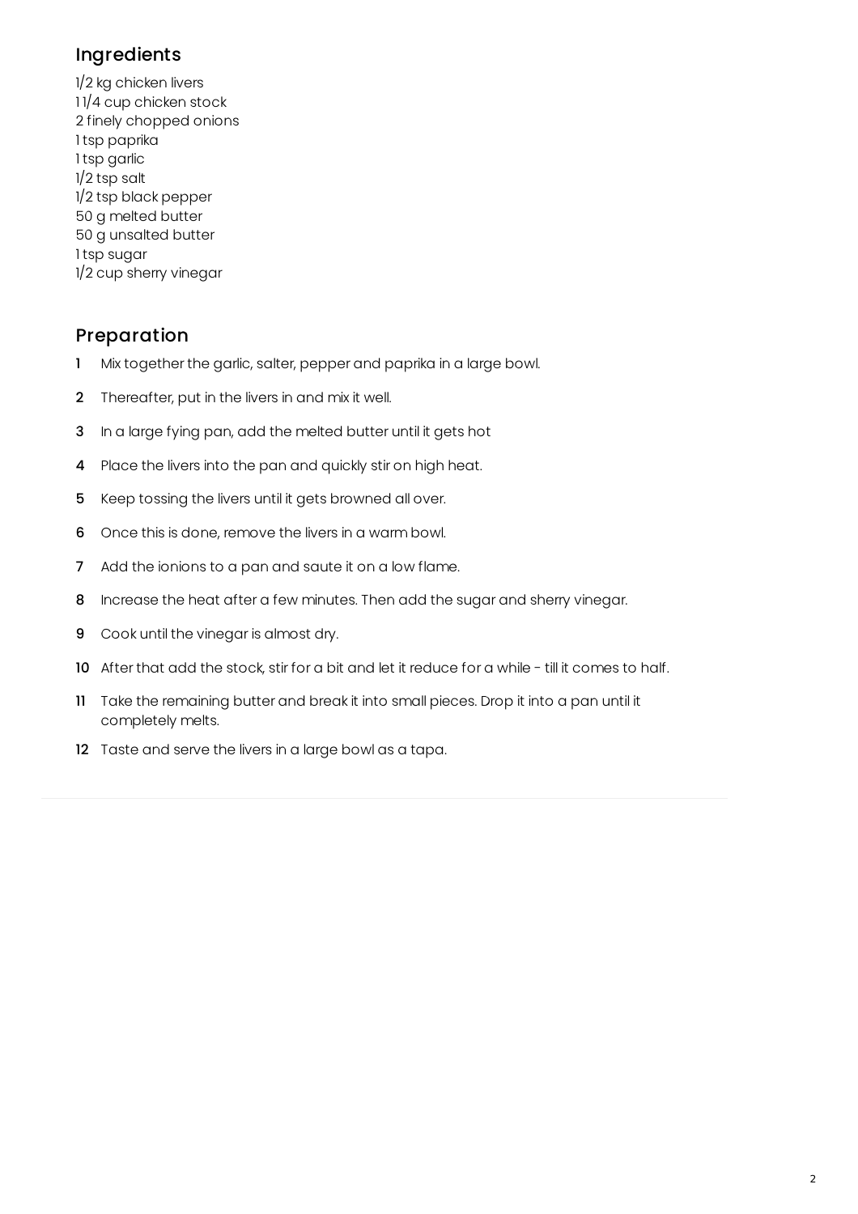## Ingredients

1/2 kg chicken livers
1 1/4 cup chicken stock
2 finely chopped onions
1 tsp paprika
1 tsp garlic
1/2 tsp salt
1/2 tsp black pepper
50 g melted butter
50 g unsalted butter
1 tsp sugar
1/2 cup sherry vinegar

## Preparation

1. Mix together the garlic, salter, pepper and paprika in a large bowl.
2. Thereafter, put in the livers in and mix it well.
3. In a large fying pan, add the melted butter until it gets hot
4. Place the livers into the pan and quickly stir on high heat.
5. Keep tossing the livers until it gets browned all over.
6. Once this is done, remove the livers in a warm bowl.
7. Add the ionions to a pan and saute it on a low flame.
8. Increase the heat after a few minutes. Then add the sugar and sherry vinegar.
9. Cook until the vinegar is almost dry.
10. After that add the stock, stir for a bit and let it reduce for a while - till it comes to half.
11. Take the remaining butter and break it into small pieces. Drop it into a pan until it completely melts.
12. Taste and serve the livers in a large bowl as a tapa.